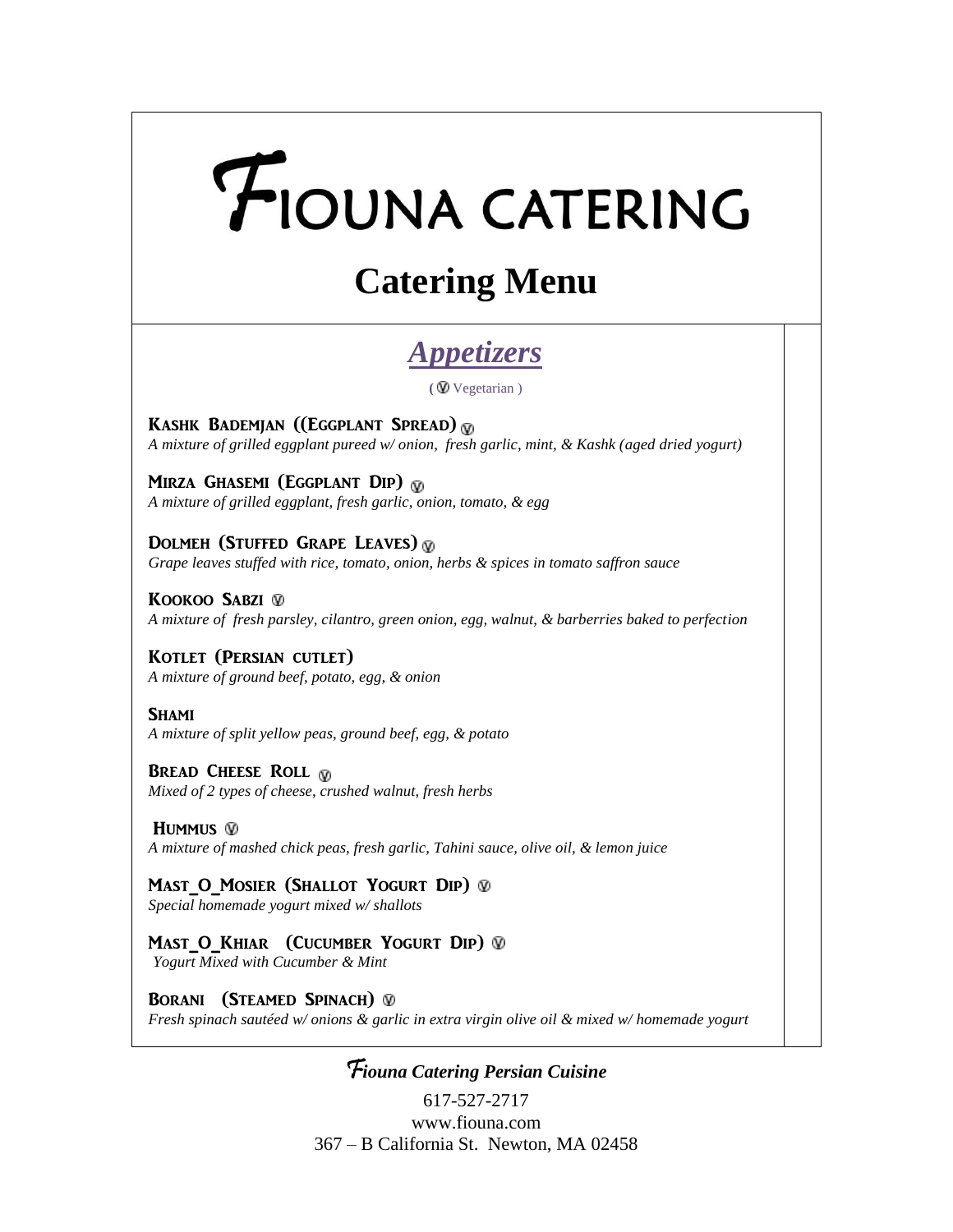# FIOUNA CATERING

# Catering Menu

## *Appetizers*

( Ⓥ Vegetarian )

**KASHK BADEMJAN ((EGGPLANT SPREAD)** Ⓥ
*A mixture of grilled eggplant pureed w/ onion, fresh garlic, mint, & Kashk (aged dried yogurt)*

**MIRZA GHASEMI (EGGPLANT DIP)** Ⓥ
*A mixture of grilled eggplant, fresh garlic, onion, tomato, & egg*

**DOLMEH (STUFFED GRAPE LEAVES)** Ⓥ
*Grape leaves stuffed with rice, tomato, onion, herbs & spices in tomato saffron sauce*

**KOOKOO SABZI** Ⓥ
*A mixture of fresh parsley, cilantro, green onion, egg, walnut, & barberries baked to perfection*

**KOTLET (PERSIAN CUTLET)**
*A mixture of ground beef, potato, egg, & onion*

**SHAMI**
*A mixture of split yellow peas, ground beef, egg, & potato*

**BREAD CHEESE ROLL** Ⓥ
*Mixed of 2 types of cheese, crushed walnut, fresh herbs*

**HUMMUS** Ⓥ
*A mixture of mashed chick peas, fresh garlic, Tahini sauce, olive oil, & lemon juice*

**MAST_O_MOSIER (SHALLOT YOGURT DIP)** Ⓥ
*Special homemade yogurt mixed w/ shallots*

**MAST_O_KHIAR (CUCUMBER YOGURT DIP)** Ⓥ
*Yogurt Mixed with Cucumber & Mint*

**BORANI (STEAMED SPINACH)** Ⓥ
*Fresh spinach sautéed w/ onions & garlic in extra virgin olive oil & mixed w/ homemade yogurt*

***Fiouna Catering Persian Cuisine***

617-527-2717
www.fiouna.com
367 – B California St. Newton, MA 02458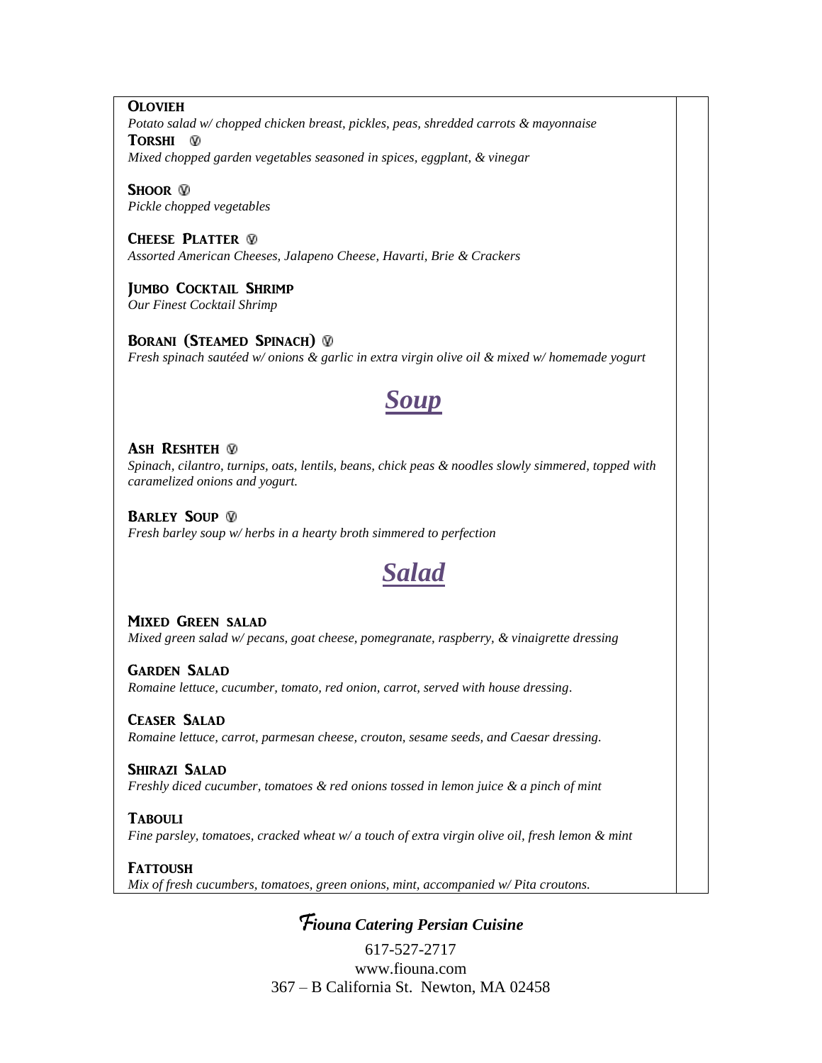**Olovieh**
*Potato salad w/ chopped chicken breast, pickles, peas, shredded carrots & mayonnaise*

**Torshi** Ⓥ
*Mixed chopped garden vegetables seasoned in spices, eggplant, & vinegar*

**Shoor** Ⓥ
*Pickle chopped vegetables*

**Cheese Platter** Ⓥ
*Assorted American Cheeses, Jalapeno Cheese, Havarti, Brie & Crackers*

**Jumbo Cocktail Shrimp**
*Our Finest Cocktail Shrimp*

**Borani (Steamed Spinach)** Ⓥ
*Fresh spinach sautéed w/ onions & garlic in extra virgin olive oil & mixed w/ homemade yogurt*

## *Soup*

**Ash Reshteh** Ⓥ
*Spinach, cilantro, turnips, oats, lentils, beans, chick peas & noodles slowly simmered, topped with caramelized onions and yogurt.*

**Barley Soup** Ⓥ
*Fresh barley soup w/ herbs in a hearty broth simmered to perfection*

## *Salad*

**Mixed Green salad**
*Mixed green salad w/ pecans, goat cheese, pomegranate, raspberry, & vinaigrette dressing*

**Garden Salad**
*Romaine lettuce, cucumber, tomato, red onion, carrot, served with house dressing.*

**Ceaser Salad**
*Romaine lettuce, carrot, parmesan cheese, crouton, sesame seeds, and Caesar dressing.*

**Shirazi Salad**
*Freshly diced cucumber, tomatoes & red onions tossed in lemon juice & a pinch of mint*

**Tabouli**
*Fine parsley, tomatoes, cracked wheat w/ a touch of extra virgin olive oil, fresh lemon & mint*

**Fattoush**
*Mix of fresh cucumbers, tomatoes, green onions, mint, accompanied w/ Pita croutons.*

***Fiouna Catering Persian Cuisine***

617-527-2717
www.fiouna.com
367 – B California St. Newton, MA 02458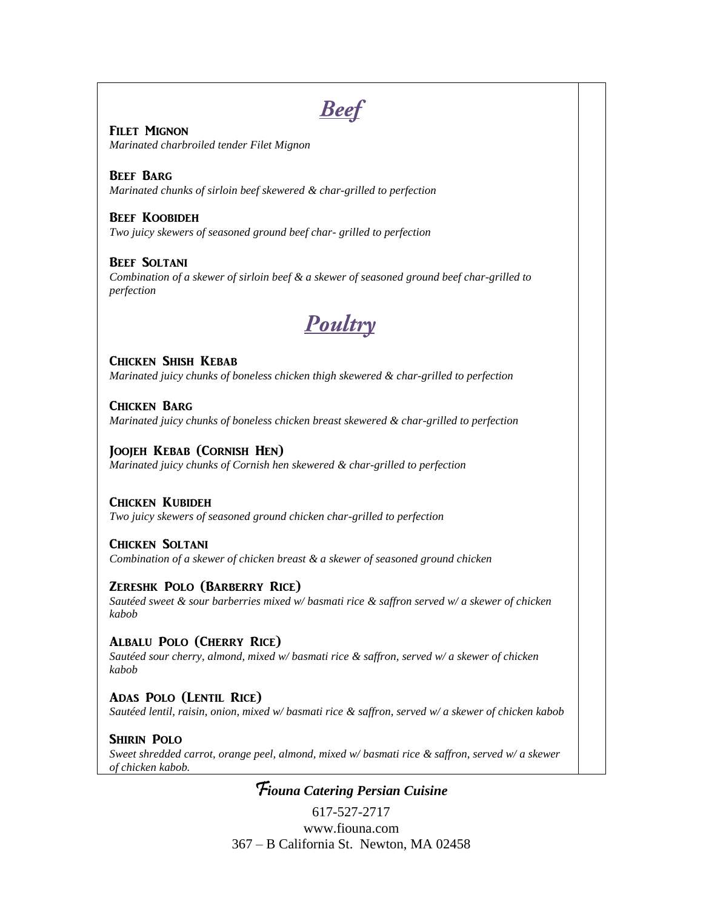## Beef

### Filet Mignon
*Marinated charbroiled tender Filet Mignon*

### Beef Barg
*Marinated chunks of sirloin beef skewered & char-grilled to perfection*

### Beef Koobideh
*Two juicy skewers of seasoned ground beef char- grilled to perfection*

### Beef Soltani
*Combination of a skewer of sirloin beef & a skewer of seasoned ground beef char-grilled to perfection*

## Poultry

### Chicken Shish Kebab
*Marinated juicy chunks of boneless chicken thigh skewered & char-grilled to perfection*

### Chicken Barg
*Marinated juicy chunks of boneless chicken breast skewered & char-grilled to perfection*

### Joojeh Kebab (Cornish Hen)
*Marinated juicy chunks of Cornish hen skewered & char-grilled to perfection*

### Chicken Kubideh
*Two juicy skewers of seasoned ground chicken char-grilled to perfection*

### Chicken Soltani
*Combination of a skewer of chicken breast & a skewer of seasoned ground chicken*

### Zereshk Polo (Barberry Rice)
*Sautéed sweet & sour barberries mixed w/ basmati rice & saffron served w/ a skewer of chicken kabob*

### Albalu Polo (Cherry Rice)
*Sautéed sour cherry, almond, mixed w/ basmati rice & saffron, served w/ a skewer of chicken kabob*

### Adas Polo (Lentil Rice)
*Sautéed lentil, raisin, onion, mixed w/ basmati rice & saffron, served w/ a skewer of chicken kabob*

### Shirin Polo
*Sweet shredded carrot, orange peel, almond, mixed w/ basmati rice & saffron, served w/ a skewer of chicken kabob.*

***Fiouna Catering Persian Cuisine***

617-527-2717
www.fiouna.com
367 – B California St. Newton, MA 02458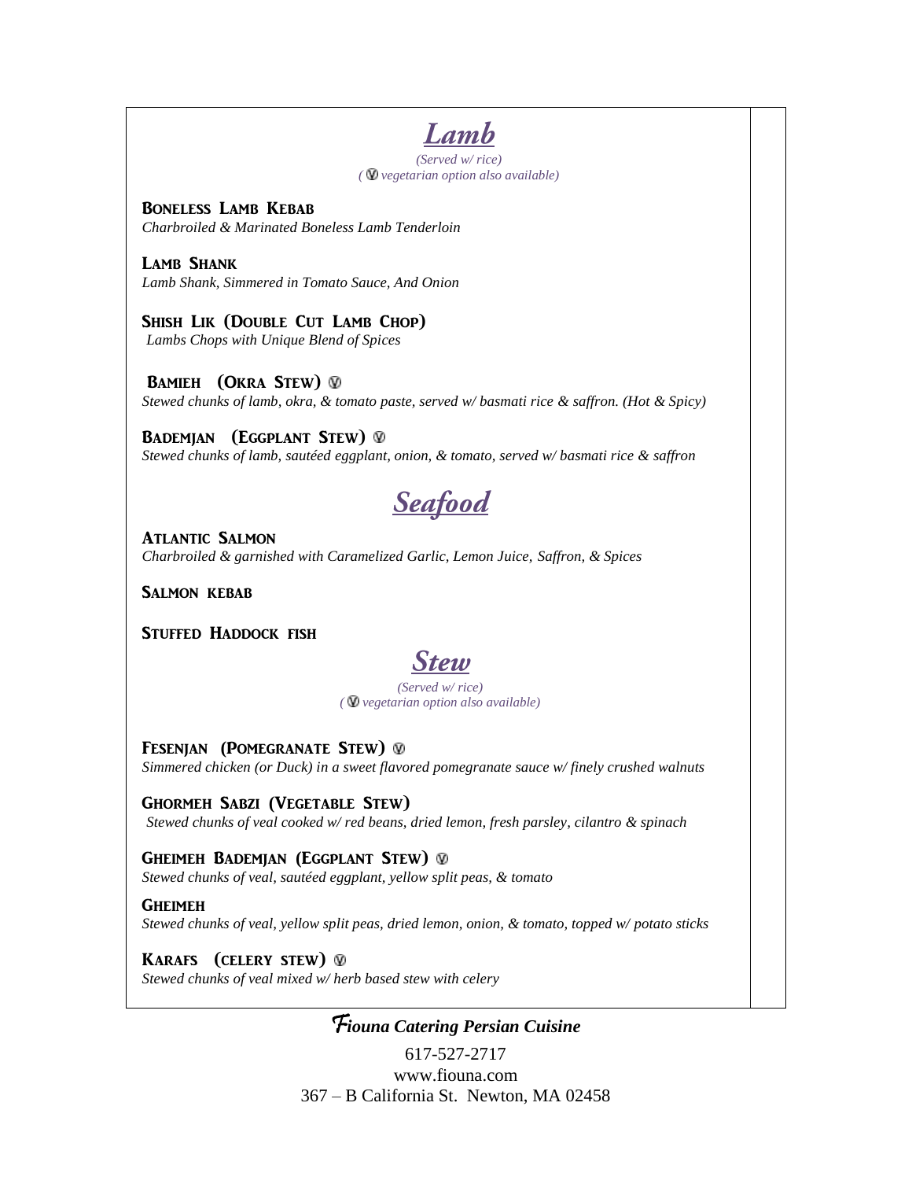## *Lamb*

*(Served w/ rice)*
*(Ⓥ vegetarian option also available)*

**BONELESS LAMB KEBAB**
*Charbroiled & Marinated Boneless Lamb Tenderloin*

**LAMB SHANK**
*Lamb Shank, Simmered in Tomato Sauce, And Onion*

**SHISH LIK (DOUBLE CUT LAMB CHOP)**
*Lambs Chops with Unique Blend of Spices*

**BAMIEH (OKRA STEW) Ⓥ**
*Stewed chunks of lamb, okra, & tomato paste, served w/ basmati rice & saffron. (Hot & Spicy)*

**BADEMJAN (EGGPLANT STEW) Ⓥ**
*Stewed chunks of lamb, sautéed eggplant, onion, & tomato, served w/ basmati rice & saffron*

## *Seafood*

**ATLANTIC SALMON**
*Charbroiled & garnished with Caramelized Garlic, Lemon Juice, Saffron, & Spices*

**SALMON KEBAB**

**STUFFED HADDOCK FISH**

## *Stew*

*(Served w/ rice)*
*(Ⓥ vegetarian option also available)*

**FESENJAN (POMEGRANATE STEW) Ⓥ**
*Simmered chicken (or Duck) in a sweet flavored pomegranate sauce w/ finely crushed walnuts*

**GHORMEH SABZI (VEGETABLE STEW)**
*Stewed chunks of veal cooked w/ red beans, dried lemon, fresh parsley, cilantro & spinach*

**GHEIMEH BADEMJAN (EGGPLANT STEW) Ⓥ**
*Stewed chunks of veal, sautéed eggplant, yellow split peas, & tomato*

**GHEIMEH**
*Stewed chunks of veal, yellow split peas, dried lemon, onion, & tomato, topped w/ potato sticks*

**KARAFS (CELERY STEW) Ⓥ**
*Stewed chunks of veal mixed w/ herb based stew with celery*

***Fiouna Catering Persian Cuisine***

617-527-2717
www.fiouna.com
367 – B California St. Newton, MA 02458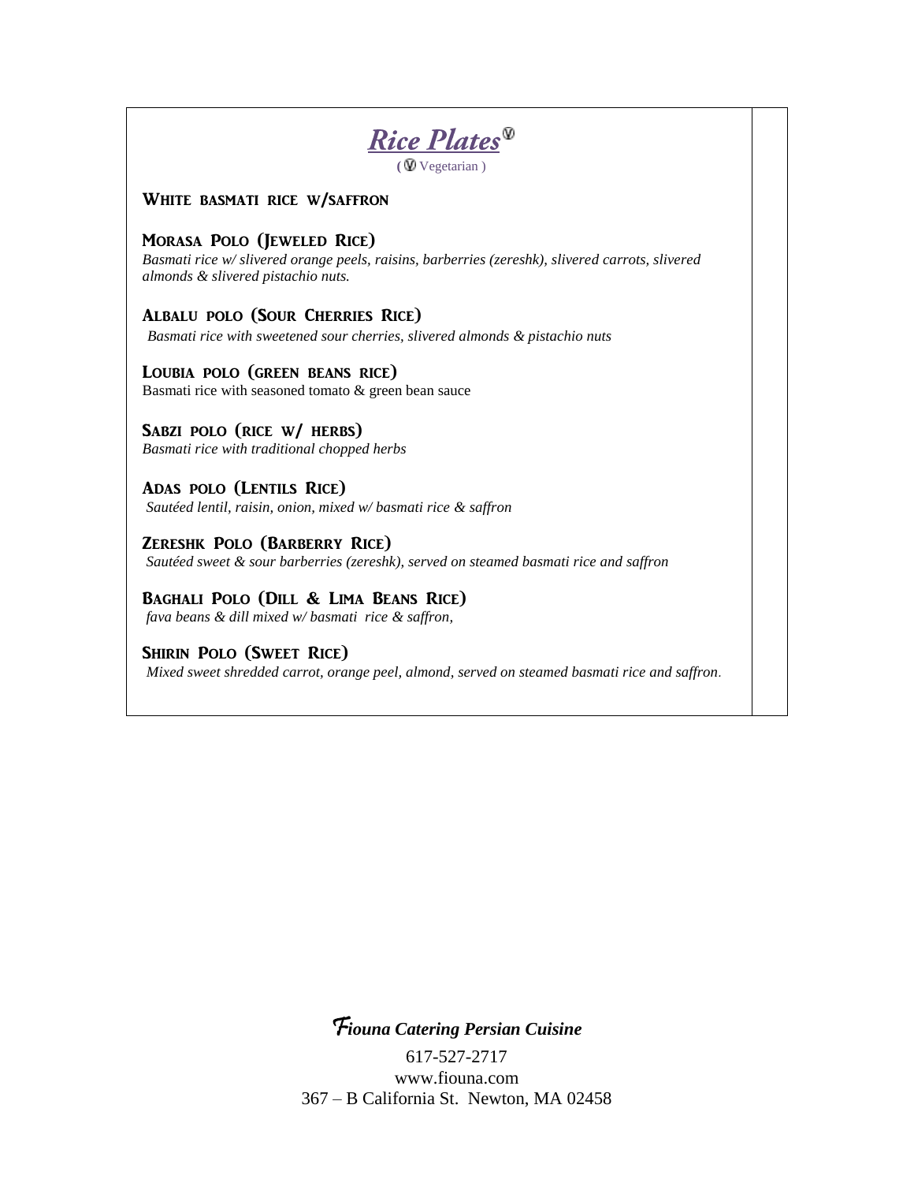# *Rice Plates*Ⓥ

( Ⓥ Vegetarian )

### WHITE BASMATI RICE W/SAFFRON

### MORASA POLO (JEWELED RICE)

*Basmati rice w/ slivered orange peels, raisins, barberries (zereshk), slivered carrots, slivered almonds & slivered pistachio nuts.*

### ALBALU POLO (SOUR CHERRIES RICE)

*Basmati rice with sweetened sour cherries, slivered almonds & pistachio nuts*

### LOUBIA POLO (GREEN BEANS RICE)

Basmati rice with seasoned tomato & green bean sauce

### SABZI POLO (RICE W/ HERBS)

*Basmati rice with traditional chopped herbs*

### ADAS POLO (LENTILS RICE)

*Sautéed lentil, raisin, onion, mixed w/ basmati rice & saffron*

### ZERESHK POLO (BARBERRY RICE)

*Sautéed sweet & sour barberries (zereshk), served on steamed basmati rice and saffron*

### BAGHALI POLO (DILL & LIMA BEANS RICE)

*fava beans & dill mixed w/ basmati rice & saffron,*

### SHIRIN POLO (SWEET RICE)

*Mixed sweet shredded carrot, orange peel, almond, served on steamed basmati rice and saffron.*

***Fiouna Catering Persian Cuisine***

617-527-2717

www.fiouna.com

367 – B California St. Newton, MA 02458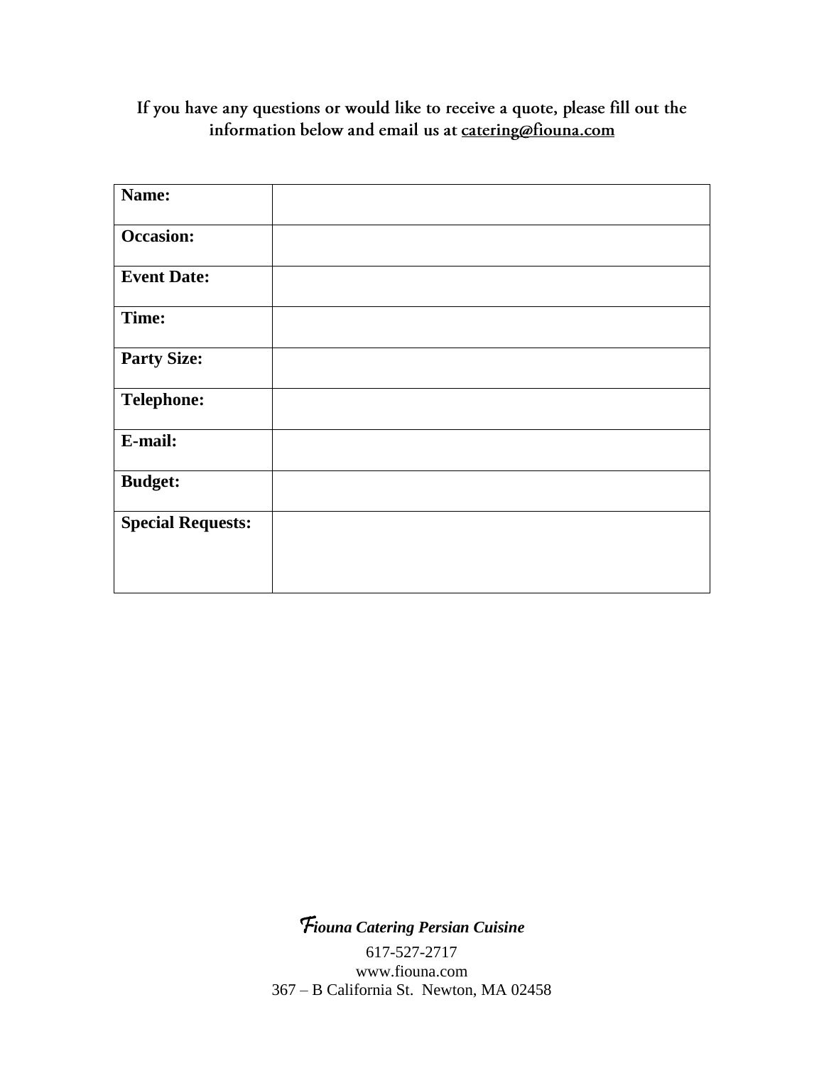**If you have any questions or would like to receive a quote, please fill out the information below and email us at catering@fiouna.com**

| | |
|---|---|
| **Name:** | |
| **Occasion:** | |
| **Event Date:** | |
| **Time:** | |
| **Party Size:** | |
| **Telephone:** | |
| **E-mail:** | |
| **Budget:** | |
| **Special Requests:** | |

***Fiouna Catering Persian Cuisine***

617-527-2717
www.fiouna.com
367 – B California St. Newton, MA 02458